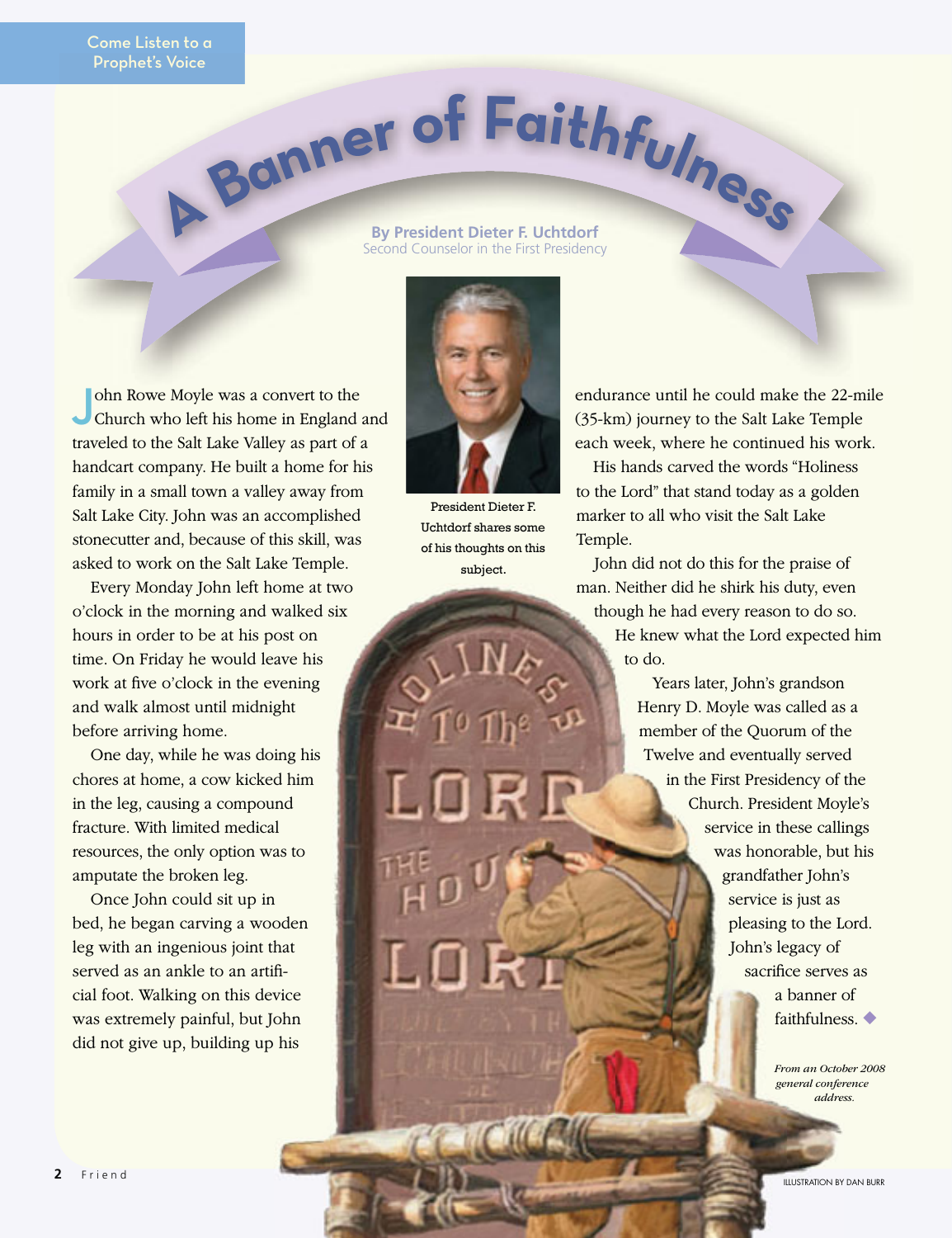Come Listen to a Prophet's Voice

# A Banner of Faithfulness

**By President Dieter F. Uchtdorf**
Second Counselor in the First Presidency

President Dieter F. Uchtdorf shares some of his thoughts on this subject.

John Rowe Moyle was a convert to the Church who left his home in England and traveled to the Salt Lake Valley as part of a handcart company. He built a home for his family in a small town a valley away from Salt Lake City. John was an accomplished stonecutter and, because of this skill, was asked to work on the Salt Lake Temple.

Every Monday John left home at two o'clock in the morning and walked six hours in order to be at his post on time. On Friday he would leave his work at five o'clock in the evening and walk almost until midnight before arriving home.

One day, while he was doing his chores at home, a cow kicked him in the leg, causing a compound fracture. With limited medical resources, the only option was to amputate the broken leg.

Once John could sit up in bed, he began carving a wooden leg with an ingenious joint that served as an ankle to an artificial foot. Walking on this device was extremely painful, but John did not give up, building up his endurance until he could make the 22-mile (35-km) journey to the Salt Lake Temple each week, where he continued his work.

His hands carved the words "Holiness to the Lord" that stand today as a golden marker to all who visit the Salt Lake Temple.

John did not do this for the praise of man. Neither did he shirk his duty, even though he had every reason to do so. He knew what the Lord expected him to do.

Years later, John's grandson Henry D. Moyle was called as a member of the Quorum of the Twelve and eventually served in the First Presidency of the Church. President Moyle's service in these callings was honorable, but his grandfather John's service is just as pleasing to the Lord. John's legacy of sacrifice serves as a banner of faithfulness. ◆

*From an October 2008 general conference address.*

ILLUSTRATION BY DAN BURR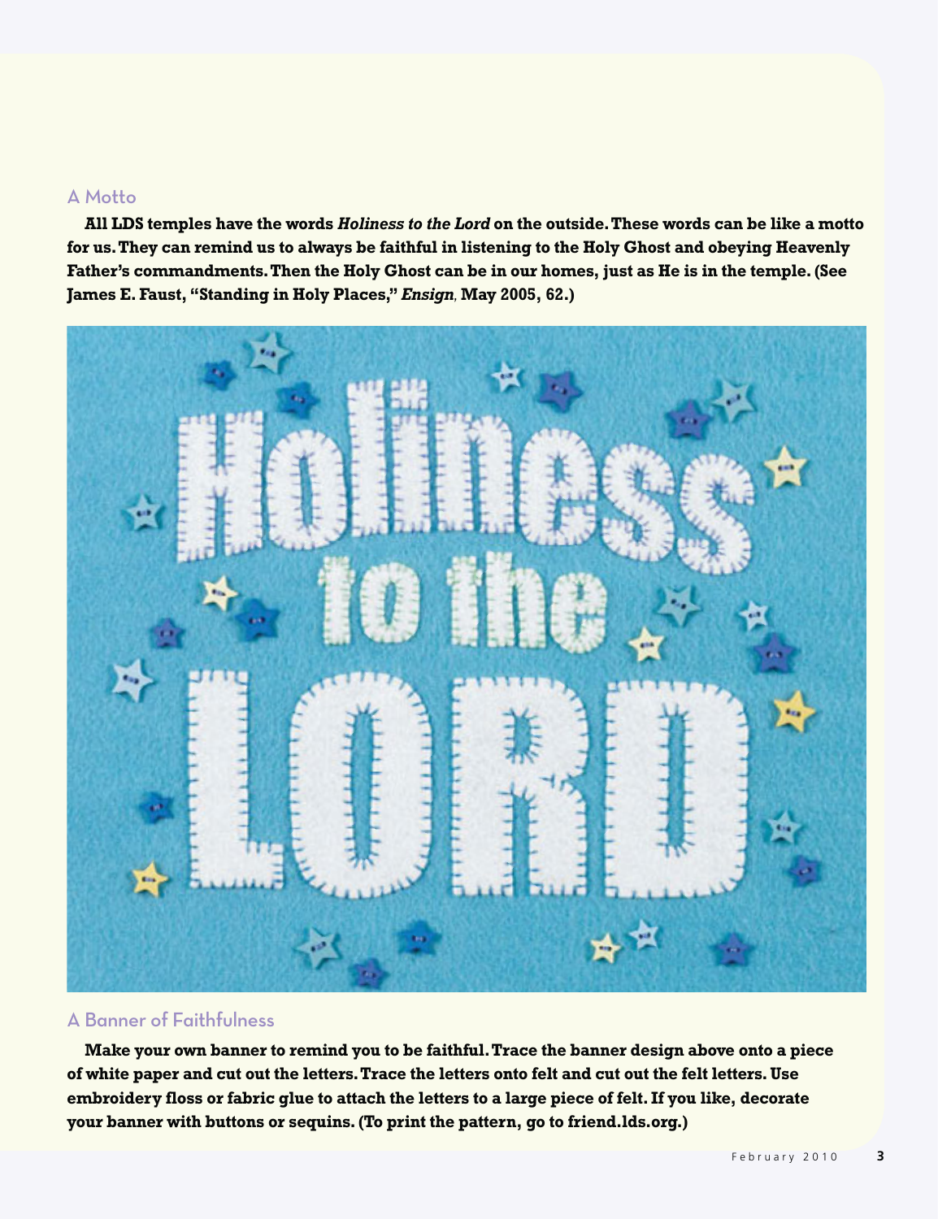## A Motto

**All LDS temples have the words *Holiness to the Lord* on the outside. These words can be like a motto for us. They can remind us to always be faithful in listening to the Holy Ghost and obeying Heavenly Father's commandments. Then the Holy Ghost can be in our homes, just as He is in the temple. (See James E. Faust, "Standing in Holy Places," *Ensign*, May 2005, 62.)**

## A Banner of Faithfulness

**Make your own banner to remind you to be faithful. Trace the banner design above onto a piece of white paper and cut out the letters. Trace the letters onto felt and cut out the felt letters. Use embroidery floss or fabric glue to attach the letters to a large piece of felt. If you like, decorate your banner with buttons or sequins. (To print the pattern, go to friend.lds.org.)**